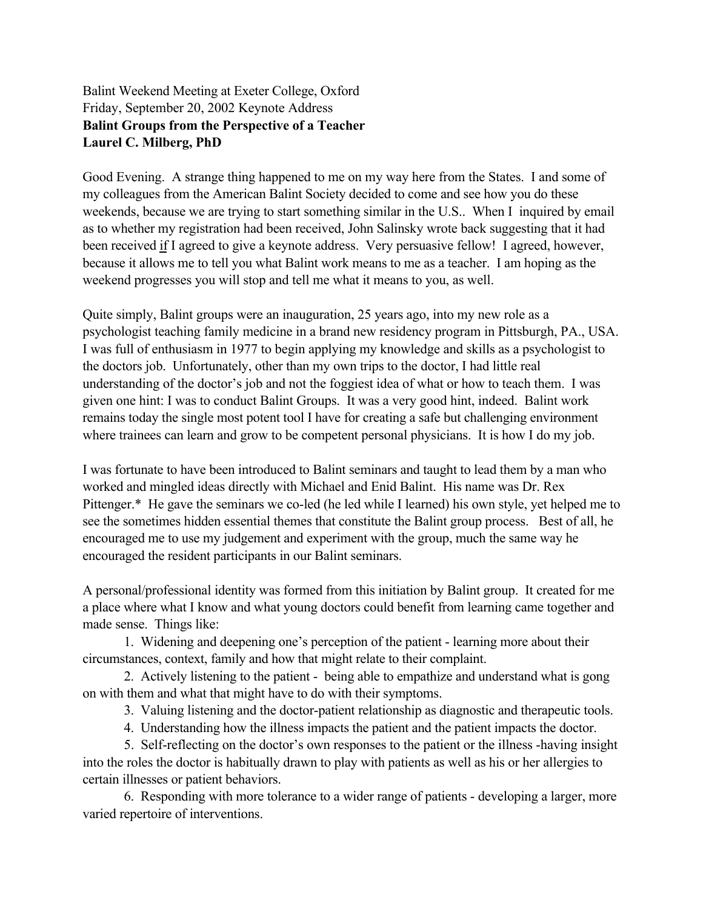Balint Weekend Meeting at Exeter College, Oxford
Friday, September 20, 2002 Keynote Address

**Balint Groups from the Perspective of a Teacher**
**Laurel C. Milberg, PhD**

Good Evening. A strange thing happened to me on my way here from the States. I and some of my colleagues from the American Balint Society decided to come and see how you do these weekends, because we are trying to start something similar in the U.S.. When I inquired by email as to whether my registration had been received, John Salinsky wrote back suggesting that it had been received <u>if</u> I agreed to give a keynote address. Very persuasive fellow! I agreed, however, because it allows me to tell you what Balint work means to me as a teacher. I am hoping as the weekend progresses you will stop and tell me what it means to you, as well.

Quite simply, Balint groups were an inauguration, 25 years ago, into my new role as a psychologist teaching family medicine in a brand new residency program in Pittsburgh, PA., USA. I was full of enthusiasm in 1977 to begin applying my knowledge and skills as a psychologist to the doctors job. Unfortunately, other than my own trips to the doctor, I had little real understanding of the doctor's job and not the foggiest idea of what or how to teach them. I was given one hint: I was to conduct Balint Groups. It was a very good hint, indeed. Balint work remains today the single most potent tool I have for creating a safe but challenging environment where trainees can learn and grow to be competent personal physicians. It is how I do my job.

I was fortunate to have been introduced to Balint seminars and taught to lead them by a man who worked and mingled ideas directly with Michael and Enid Balint. His name was Dr. Rex Pittenger.* He gave the seminars we co-led (he led while I learned) his own style, yet helped me to see the sometimes hidden essential themes that constitute the Balint group process. Best of all, he encouraged me to use my judgement and experiment with the group, much the same way he encouraged the resident participants in our Balint seminars.

A personal/professional identity was formed from this initiation by Balint group. It created for me a place where what I know and what young doctors could benefit from learning came together and made sense. Things like:

1. Widening and deepening one's perception of the patient - learning more about their circumstances, context, family and how that might relate to their complaint.
2. Actively listening to the patient - being able to empathize and understand what is gong on with them and what that might have to do with their symptoms.
3. Valuing listening and the doctor-patient relationship as diagnostic and therapeutic tools.
4. Understanding how the illness impacts the patient and the patient impacts the doctor.
5. Self-reflecting on the doctor's own responses to the patient or the illness -having insight into the roles the doctor is habitually drawn to play with patients as well as his or her allergies to certain illnesses or patient behaviors.
6. Responding with more tolerance to a wider range of patients - developing a larger, more varied repertoire of interventions.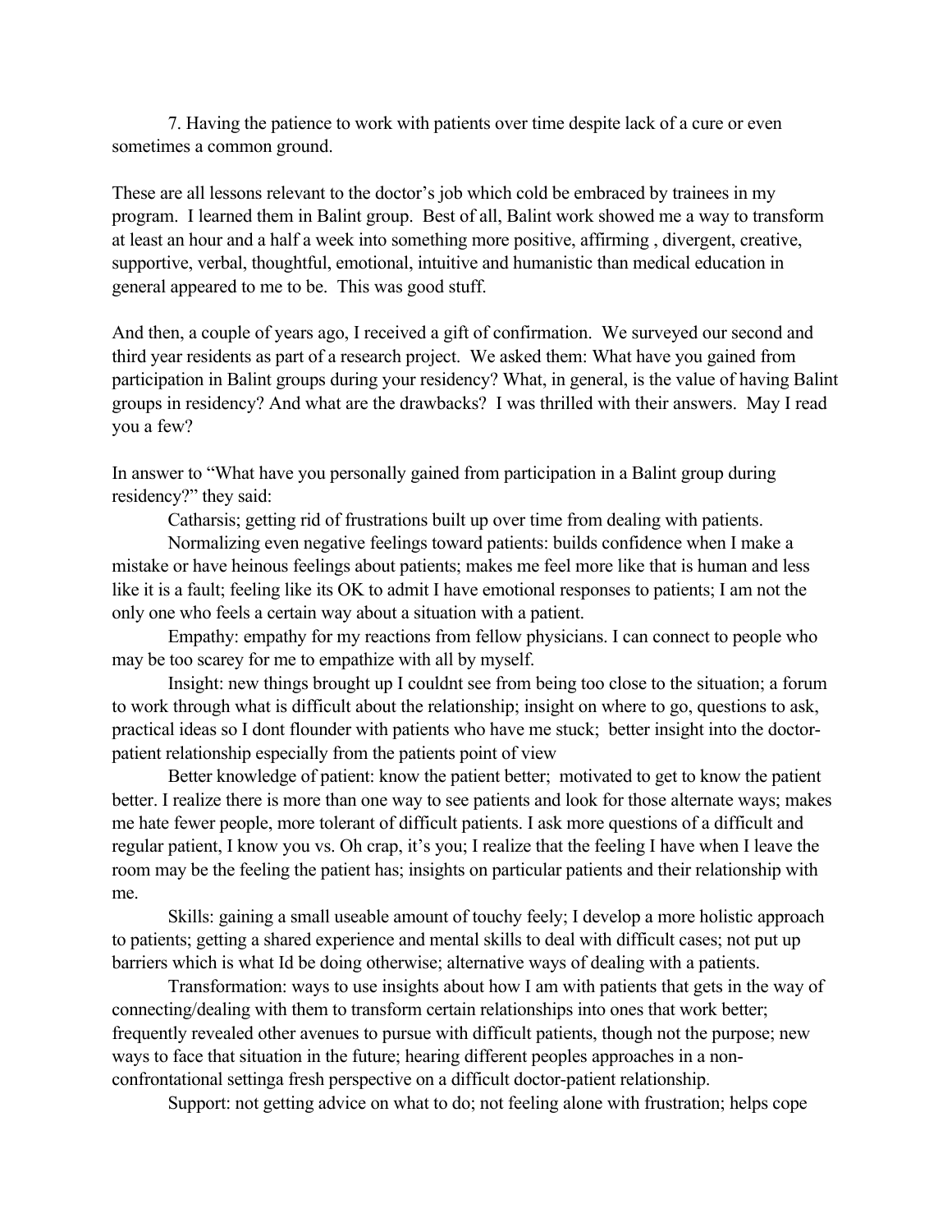7. Having the patience to work with patients over time despite lack of a cure or even sometimes a common ground.

These are all lessons relevant to the doctor's job which cold be embraced by trainees in my program. I learned them in Balint group. Best of all, Balint work showed me a way to transform at least an hour and a half a week into something more positive, affirming , divergent, creative, supportive, verbal, thoughtful, emotional, intuitive and humanistic than medical education in general appeared to me to be. This was good stuff.

And then, a couple of years ago, I received a gift of confirmation. We surveyed our second and third year residents as part of a research project. We asked them: What have you gained from participation in Balint groups during your residency? What, in general, is the value of having Balint groups in residency? And what are the drawbacks? I was thrilled with their answers. May I read you a few?

In answer to "What have you personally gained from participation in a Balint group during residency?" they said:

Catharsis; getting rid of frustrations built up over time from dealing with patients.

Normalizing even negative feelings toward patients: builds confidence when I make a mistake or have heinous feelings about patients; makes me feel more like that is human and less like it is a fault; feeling like its OK to admit I have emotional responses to patients; I am not the only one who feels a certain way about a situation with a patient.

Empathy: empathy for my reactions from fellow physicians. I can connect to people who may be too scarey for me to empathize with all by myself.

Insight: new things brought up I couldnt see from being too close to the situation; a forum to work through what is difficult about the relationship; insight on where to go, questions to ask, practical ideas so I dont flounder with patients who have me stuck; better insight into the doctor-patient relationship especially from the patients point of view

Better knowledge of patient: know the patient better; motivated to get to know the patient better. I realize there is more than one way to see patients and look for those alternate ways; makes me hate fewer people, more tolerant of difficult patients. I ask more questions of a difficult and regular patient, I know you vs. Oh crap, it's you; I realize that the feeling I have when I leave the room may be the feeling the patient has; insights on particular patients and their relationship with me.

Skills: gaining a small useable amount of touchy feely; I develop a more holistic approach to patients; getting a shared experience and mental skills to deal with difficult cases; not put up barriers which is what Id be doing otherwise; alternative ways of dealing with a patients.

Transformation: ways to use insights about how I am with patients that gets in the way of connecting/dealing with them to transform certain relationships into ones that work better; frequently revealed other avenues to pursue with difficult patients, though not the purpose; new ways to face that situation in the future; hearing different peoples approaches in a non-confrontational settinga fresh perspective on a difficult doctor-patient relationship.

Support: not getting advice on what to do; not feeling alone with frustration; helps cope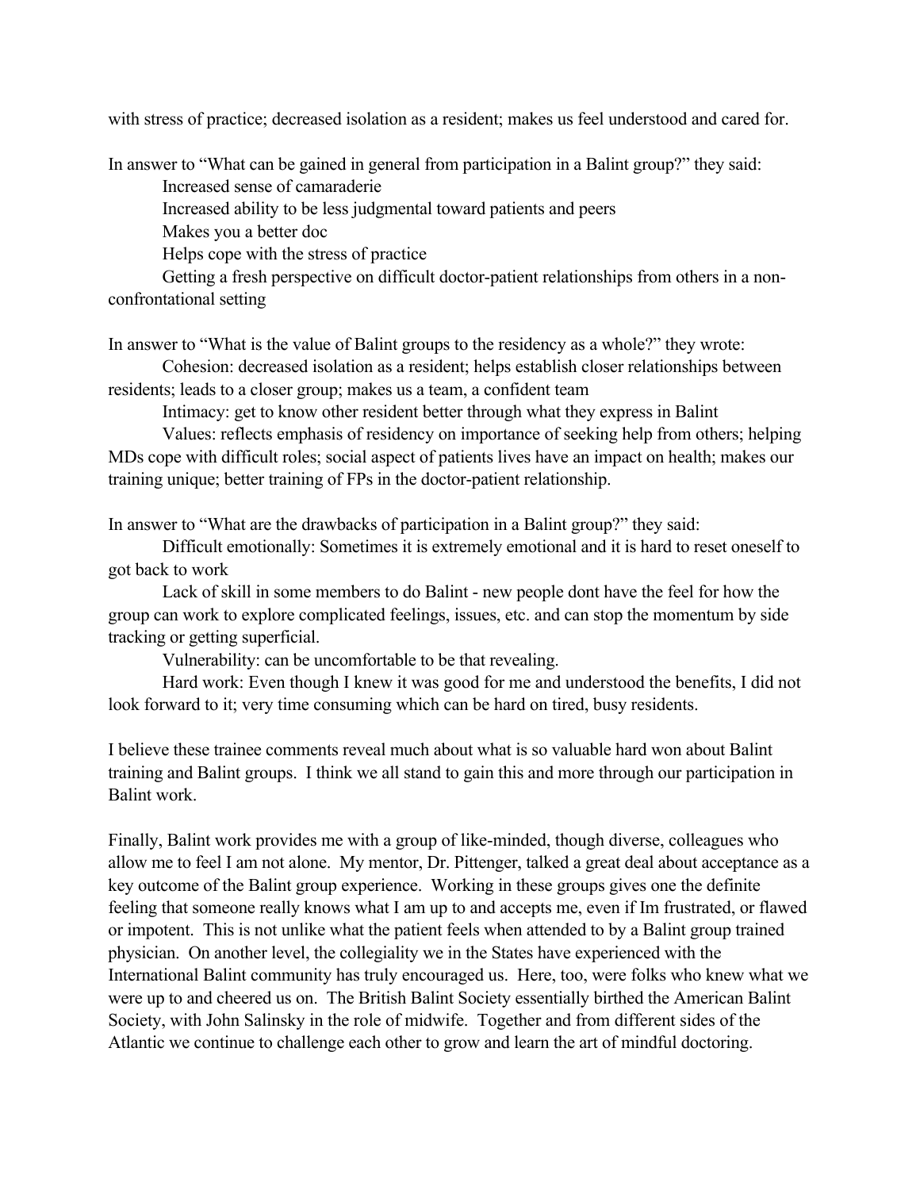with stress of practice; decreased isolation as a resident; makes us feel understood and cared for.

In answer to “What can be gained in general from participation in a Balint group?” they said:

Increased sense of camaraderie

Increased ability to be less judgmental toward patients and peers

Makes you a better doc

Helps cope with the stress of practice

Getting a fresh perspective on difficult doctor-patient relationships from others in a non-confrontational setting

In answer to “What is the value of Balint groups to the residency as a whole?” they wrote:

Cohesion: decreased isolation as a resident; helps establish closer relationships between residents; leads to a closer group; makes us a team, a confident team

Intimacy: get to know other resident better through what they express in Balint

Values: reflects emphasis of residency on importance of seeking help from others; helping MDs cope with difficult roles; social aspect of patients lives have an impact on health; makes our training unique; better training of FPs in the doctor-patient relationship.

In answer to “What are the drawbacks of participation in a Balint group?” they said:

Difficult emotionally: Sometimes it is extremely emotional and it is hard to reset oneself to got back to work

Lack of skill in some members to do Balint - new people dont have the feel for how the group can work to explore complicated feelings, issues, etc. and can stop the momentum by side tracking or getting superficial.

Vulnerability: can be uncomfortable to be that revealing.

Hard work: Even though I knew it was good for me and understood the benefits, I did not look forward to it; very time consuming which can be hard on tired, busy residents.

I believe these trainee comments reveal much about what is so valuable hard won about Balint training and Balint groups. I think we all stand to gain this and more through our participation in Balint work.

Finally, Balint work provides me with a group of like-minded, though diverse, colleagues who allow me to feel I am not alone. My mentor, Dr. Pittenger, talked a great deal about acceptance as a key outcome of the Balint group experience. Working in these groups gives one the definite feeling that someone really knows what I am up to and accepts me, even if Im frustrated, or flawed or impotent. This is not unlike what the patient feels when attended to by a Balint group trained physician. On another level, the collegiality we in the States have experienced with the International Balint community has truly encouraged us. Here, too, were folks who knew what we were up to and cheered us on. The British Balint Society essentially birthed the American Balint Society, with John Salinsky in the role of midwife. Together and from different sides of the Atlantic we continue to challenge each other to grow and learn the art of mindful doctoring.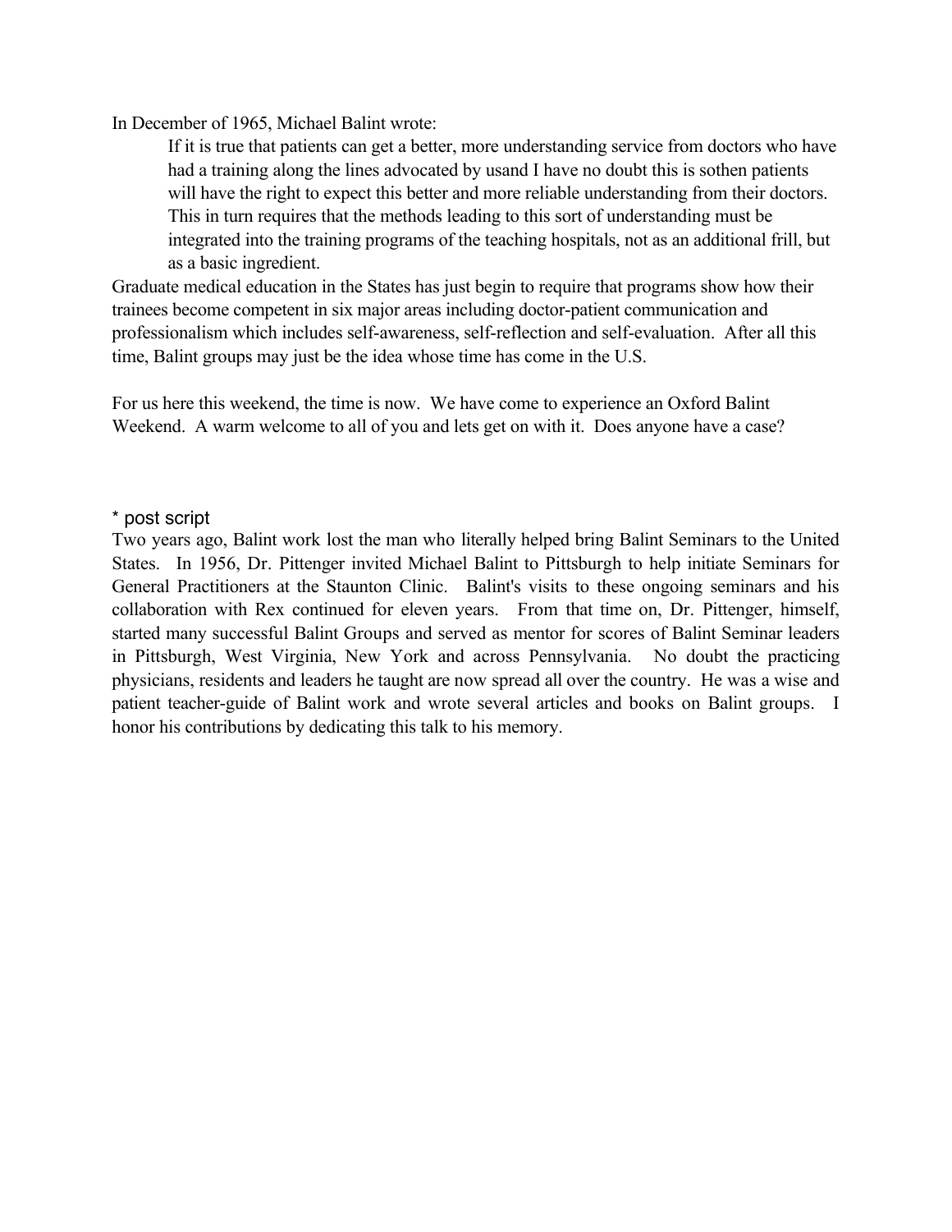In December of 1965, Michael Balint wrote:

> If it is true that patients can get a better, more understanding service from doctors who have had a training along the lines advocated by usand I have no doubt this is sothen patients will have the right to expect this better and more reliable understanding from their doctors. This in turn requires that the methods leading to this sort of understanding must be integrated into the training programs of the teaching hospitals, not as an additional frill, but as a basic ingredient.

Graduate medical education in the States has just begin to require that programs show how their trainees become competent in six major areas including doctor-patient communication and professionalism which includes self-awareness, self-reflection and self-evaluation. After all this time, Balint groups may just be the idea whose time has come in the U.S.

For us here this weekend, the time is now. We have come to experience an Oxford Balint Weekend. A warm welcome to all of you and lets get on with it. Does anyone have a case?

* post script

Two years ago, Balint work lost the man who literally helped bring Balint Seminars to the United States. In 1956, Dr. Pittenger invited Michael Balint to Pittsburgh to help initiate Seminars for General Practitioners at the Staunton Clinic. Balint's visits to these ongoing seminars and his collaboration with Rex continued for eleven years. From that time on, Dr. Pittenger, himself, started many successful Balint Groups and served as mentor for scores of Balint Seminar leaders in Pittsburgh, West Virginia, New York and across Pennsylvania. No doubt the practicing physicians, residents and leaders he taught are now spread all over the country. He was a wise and patient teacher-guide of Balint work and wrote several articles and books on Balint groups. I honor his contributions by dedicating this talk to his memory.